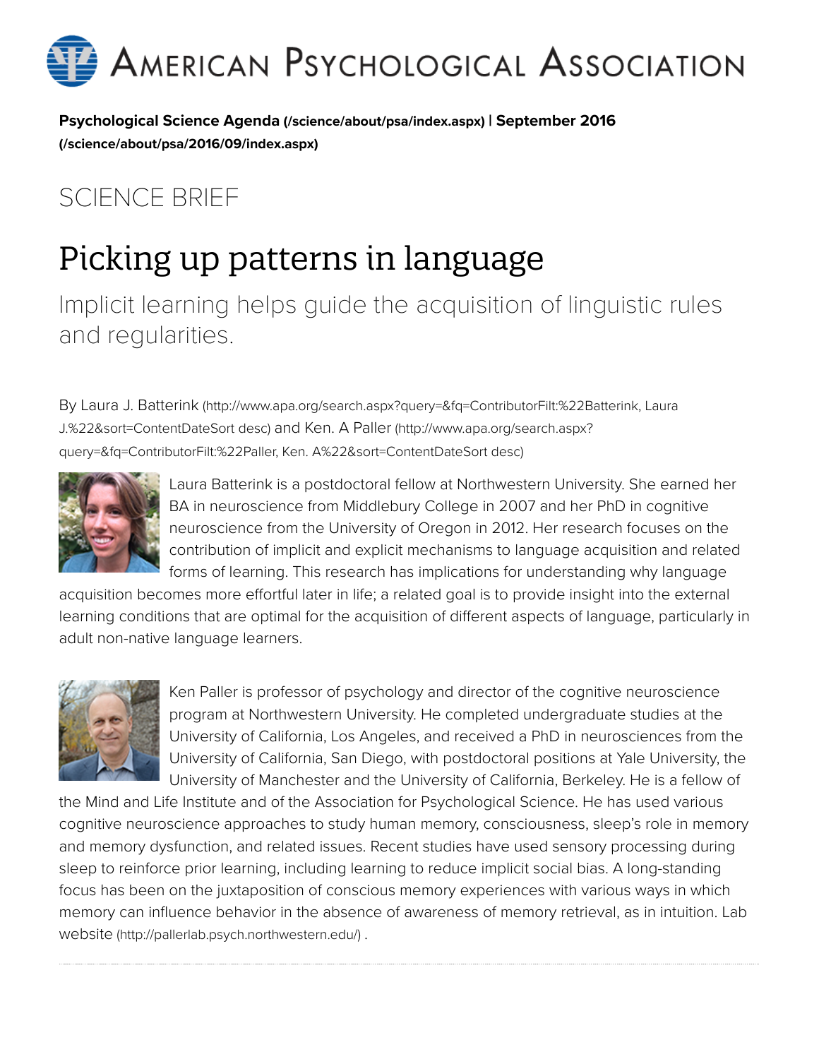# American Psychological Association

**Psychological Science Agenda (/science/about/psa/index.aspx) | September 2016 (/science/about/psa/2016/09/index.aspx)**

SCIENCE BRIEF

# Picking up patterns in language

## Implicit learning helps guide the acquisition of linguistic rules and regularities.

By Laura J. Batterink (http://www.apa.org/search.aspx?query=&fq=ContributorFilt:%22Batterink, Laura J.%22&sort=ContentDateSort desc) and Ken. A Paller (http://www.apa.org/search.aspx?query=&fq=ContributorFilt:%22Paller, Ken. A%22&sort=ContentDateSort desc)

Laura Batterink is a postdoctoral fellow at Northwestern University. She earned her BA in neuroscience from Middlebury College in 2007 and her PhD in cognitive neuroscience from the University of Oregon in 2012. Her research focuses on the contribution of implicit and explicit mechanisms to language acquisition and related forms of learning. This research has implications for understanding why language acquisition becomes more effortful later in life; a related goal is to provide insight into the external learning conditions that are optimal for the acquisition of different aspects of language, particularly in adult non-native language learners.

Ken Paller is professor of psychology and director of the cognitive neuroscience program at Northwestern University. He completed undergraduate studies at the University of California, Los Angeles, and received a PhD in neurosciences from the University of California, San Diego, with postdoctoral positions at Yale University, the University of Manchester and the University of California, Berkeley. He is a fellow of the Mind and Life Institute and of the Association for Psychological Science. He has used various cognitive neuroscience approaches to study human memory, consciousness, sleep's role in memory and memory dysfunction, and related issues. Recent studies have used sensory processing during sleep to reinforce prior learning, including learning to reduce implicit social bias. A long-standing focus has been on the juxtaposition of conscious memory experiences with various ways in which memory can influence behavior in the absence of awareness of memory retrieval, as in intuition. Lab website (http://pallerlab.psych.northwestern.edu/) .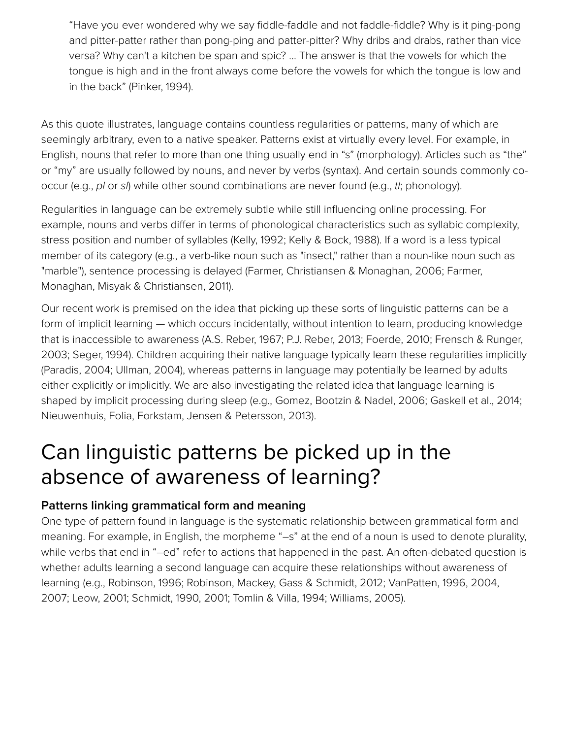> "Have you ever wondered why we say fiddle-faddle and not faddle-fiddle? Why is it ping-pong and pitter-patter rather than pong-ping and patter-pitter? Why dribs and drabs, rather than vice versa? Why can't a kitchen be span and spic? ... The answer is that the vowels for which the tongue is high and in the front always come before the vowels for which the tongue is low and in the back" (Pinker, 1994).

As this quote illustrates, language contains countless regularities or patterns, many of which are seemingly arbitrary, even to a native speaker. Patterns exist at virtually every level. For example, in English, nouns that refer to more than one thing usually end in "s" (morphology). Articles such as "the" or "my" are usually followed by nouns, and never by verbs (syntax). And certain sounds commonly co-occur (e.g., *pl* or *sl*) while other sound combinations are never found (e.g., *tl*; phonology).

Regularities in language can be extremely subtle while still influencing online processing. For example, nouns and verbs differ in terms of phonological characteristics such as syllabic complexity, stress position and number of syllables (Kelly, 1992; Kelly & Bock, 1988). If a word is a less typical member of its category (e.g., a verb-like noun such as "insect," rather than a noun-like noun such as "marble"), sentence processing is delayed (Farmer, Christiansen & Monaghan, 2006; Farmer, Monaghan, Misyak & Christiansen, 2011).

Our recent work is premised on the idea that picking up these sorts of linguistic patterns can be a form of implicit learning — which occurs incidentally, without intention to learn, producing knowledge that is inaccessible to awareness (A.S. Reber, 1967; P.J. Reber, 2013; Foerde, 2010; Frensch & Runger, 2003; Seger, 1994). Children acquiring their native language typically learn these regularities implicitly (Paradis, 2004; Ullman, 2004), whereas patterns in language may potentially be learned by adults either explicitly or implicitly. We are also investigating the related idea that language learning is shaped by implicit processing during sleep (e.g., Gomez, Bootzin & Nadel, 2006; Gaskell et al., 2014; Nieuwenhuis, Folia, Forkstam, Jensen & Petersson, 2013).

# Can linguistic patterns be picked up in the absence of awareness of learning?

### Patterns linking grammatical form and meaning

One type of pattern found in language is the systematic relationship between grammatical form and meaning. For example, in English, the morpheme "–s" at the end of a noun is used to denote plurality, while verbs that end in "–ed" refer to actions that happened in the past. An often-debated question is whether adults learning a second language can acquire these relationships without awareness of learning (e.g., Robinson, 1996; Robinson, Mackey, Gass & Schmidt, 2012; VanPatten, 1996, 2004, 2007; Leow, 2001; Schmidt, 1990, 2001; Tomlin & Villa, 1994; Williams, 2005).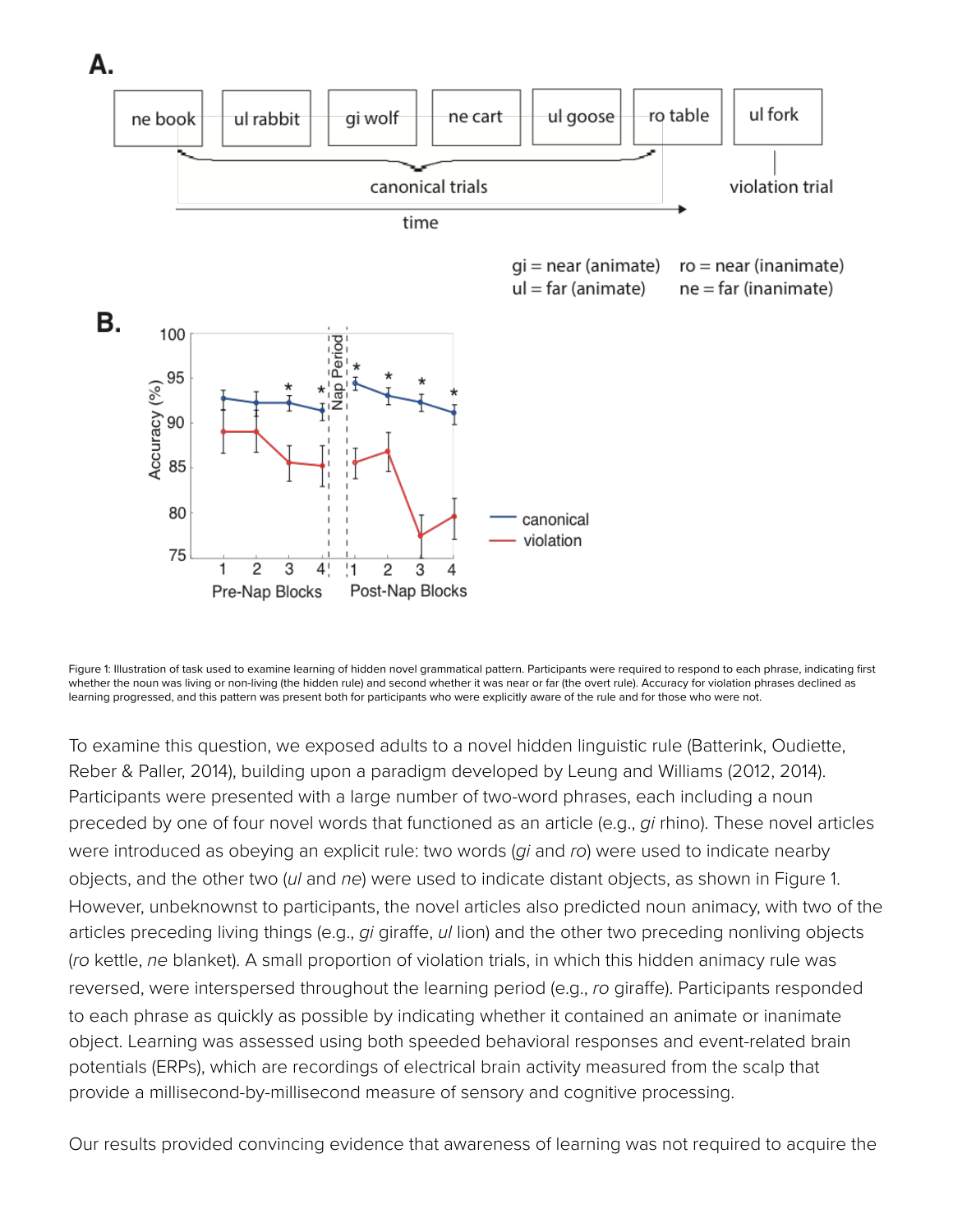Figure 1: Illustration of task used to examine learning of hidden novel grammatical pattern. Participants were required to respond to each phrase, indicating first whether the noun was living or non-living (the hidden rule) and second whether it was near or far (the overt rule). Accuracy for violation phrases declined as learning progressed, and this pattern was present both for participants who were explicitly aware of the rule and for those who were not.

To examine this question, we exposed adults to a novel hidden linguistic rule (Batterink, Oudiette, Reber & Paller, 2014), building upon a paradigm developed by Leung and Williams (2012, 2014). Participants were presented with a large number of two-word phrases, each including a noun preceded by one of four novel words that functioned as an article (e.g., *gi* rhino). These novel articles were introduced as obeying an explicit rule: two words (*gi* and *ro*) were used to indicate nearby objects, and the other two (*ul* and *ne*) were used to indicate distant objects, as shown in Figure 1. However, unbeknownst to participants, the novel articles also predicted noun animacy, with two of the articles preceding living things (e.g., *gi* giraffe, *ul* lion) and the other two preceding nonliving objects (*ro* kettle, *ne* blanket). A small proportion of violation trials, in which this hidden animacy rule was reversed, were interspersed throughout the learning period (e.g., *ro* giraffe). Participants responded to each phrase as quickly as possible by indicating whether it contained an animate or inanimate object. Learning was assessed using both speeded behavioral responses and event-related brain potentials (ERPs), which are recordings of electrical brain activity measured from the scalp that provide a millisecond-by-millisecond measure of sensory and cognitive processing.

Our results provided convincing evidence that awareness of learning was not required to acquire the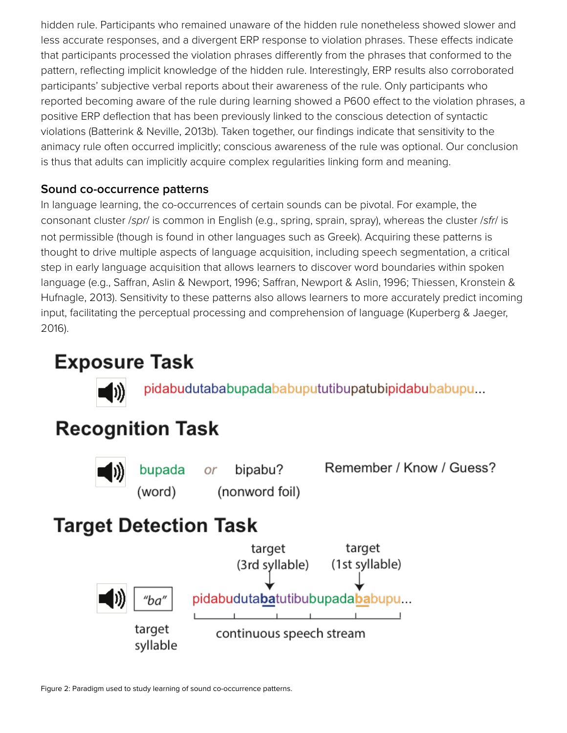hidden rule. Participants who remained unaware of the hidden rule nonetheless showed slower and less accurate responses, and a divergent ERP response to violation phrases. These effects indicate that participants processed the violation phrases differently from the phrases that conformed to the pattern, reflecting implicit knowledge of the hidden rule. Interestingly, ERP results also corroborated participants' subjective verbal reports about their awareness of the rule. Only participants who reported becoming aware of the rule during learning showed a P600 effect to the violation phrases, a positive ERP deflection that has been previously linked to the conscious detection of syntactic violations (Batterink & Neville, 2013b). Taken together, our findings indicate that sensitivity to the animacy rule often occurred implicitly; conscious awareness of the rule was optional. Our conclusion is thus that adults can implicitly acquire complex regularities linking form and meaning.

### Sound co-occurrence patterns

In language learning, the co-occurrences of certain sounds can be pivotal. For example, the consonant cluster /*spr*/ is common in English (e.g., spring, sprain, spray), whereas the cluster /*sfr*/ is not permissible (though is found in other languages such as Greek). Acquiring these patterns is thought to drive multiple aspects of language acquisition, including speech segmentation, a critical step in early language acquisition that allows learners to discover word boundaries within spoken language (e.g., Saffran, Aslin & Newport, 1996; Saffran, Newport & Aslin, 1996; Thiessen, Kronstein & Hufnagle, 2013). Sensitivity to these patterns also allows learners to more accurately predict incoming input, facilitating the perceptual processing and comprehension of language (Kuperberg & Jaeger, 2016).

**Exposure Task**

pidabudutababupadababupututibupatubipidabubabupu...

**Recognition Task**

bupada (word) *or* bipabu? (nonword foil) Remember / Know / Guess?

**Target Detection Task**

"ba" target syllable

pidabudutabatutibubupadababupu...

target (3rd syllable) target (1st syllable)

continuous speech stream

Figure 2: Paradigm used to study learning of sound co-occurrence patterns.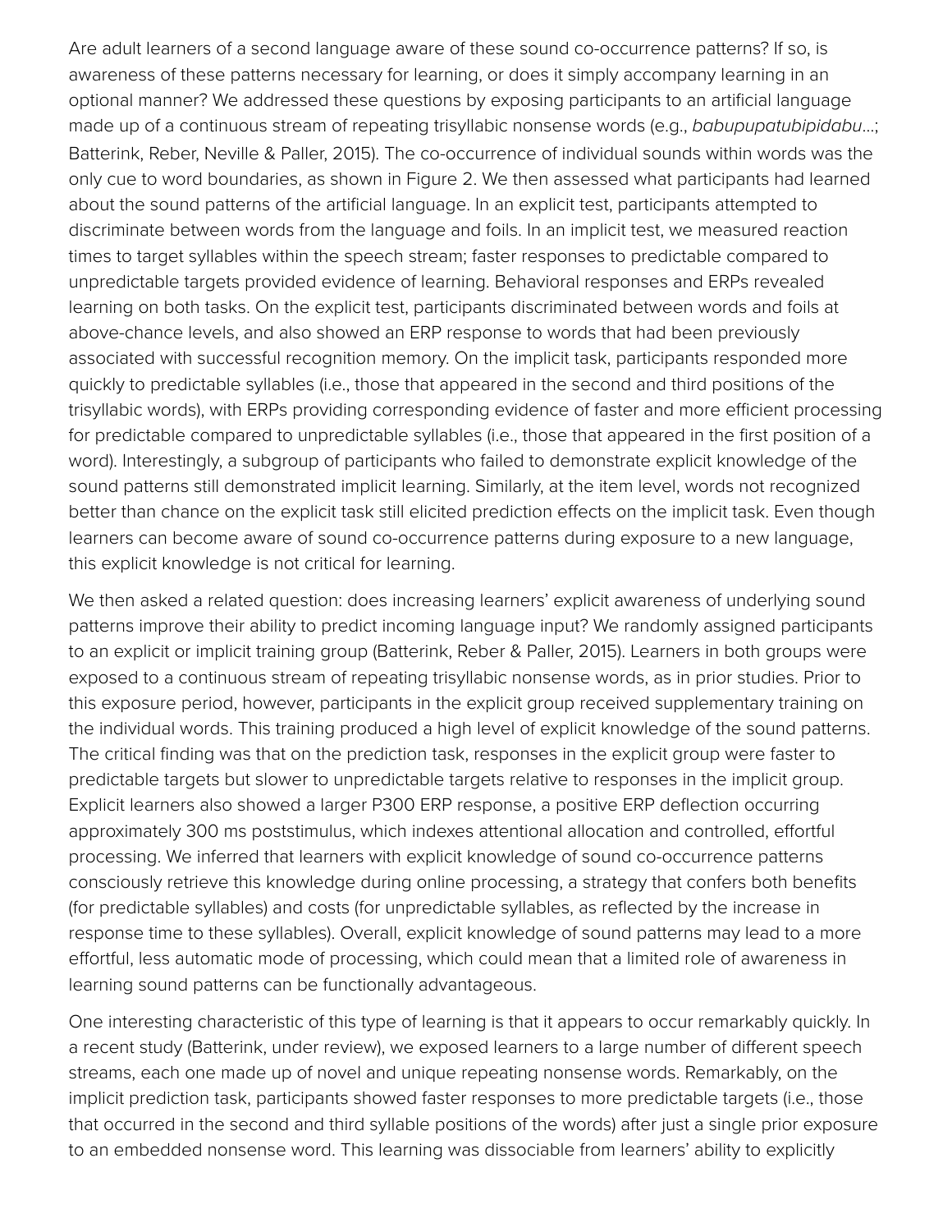Are adult learners of a second language aware of these sound co-occurrence patterns? If so, is awareness of these patterns necessary for learning, or does it simply accompany learning in an optional manner? We addressed these questions by exposing participants to an artificial language made up of a continuous stream of repeating trisyllabic nonsense words (e.g., *babupupatubipidabu*...; Batterink, Reber, Neville & Paller, 2015). The co-occurrence of individual sounds within words was the only cue to word boundaries, as shown in Figure 2. We then assessed what participants had learned about the sound patterns of the artificial language. In an explicit test, participants attempted to discriminate between words from the language and foils. In an implicit test, we measured reaction times to target syllables within the speech stream; faster responses to predictable compared to unpredictable targets provided evidence of learning. Behavioral responses and ERPs revealed learning on both tasks. On the explicit test, participants discriminated between words and foils at above-chance levels, and also showed an ERP response to words that had been previously associated with successful recognition memory. On the implicit task, participants responded more quickly to predictable syllables (i.e., those that appeared in the second and third positions of the trisyllabic words), with ERPs providing corresponding evidence of faster and more efficient processing for predictable compared to unpredictable syllables (i.e., those that appeared in the first position of a word). Interestingly, a subgroup of participants who failed to demonstrate explicit knowledge of the sound patterns still demonstrated implicit learning. Similarly, at the item level, words not recognized better than chance on the explicit task still elicited prediction effects on the implicit task. Even though learners can become aware of sound co-occurrence patterns during exposure to a new language, this explicit knowledge is not critical for learning.

We then asked a related question: does increasing learners' explicit awareness of underlying sound patterns improve their ability to predict incoming language input? We randomly assigned participants to an explicit or implicit training group (Batterink, Reber & Paller, 2015). Learners in both groups were exposed to a continuous stream of repeating trisyllabic nonsense words, as in prior studies. Prior to this exposure period, however, participants in the explicit group received supplementary training on the individual words. This training produced a high level of explicit knowledge of the sound patterns. The critical finding was that on the prediction task, responses in the explicit group were faster to predictable targets but slower to unpredictable targets relative to responses in the implicit group. Explicit learners also showed a larger P300 ERP response, a positive ERP deflection occurring approximately 300 ms poststimulus, which indexes attentional allocation and controlled, effortful processing. We inferred that learners with explicit knowledge of sound co-occurrence patterns consciously retrieve this knowledge during online processing, a strategy that confers both benefits (for predictable syllables) and costs (for unpredictable syllables, as reflected by the increase in response time to these syllables). Overall, explicit knowledge of sound patterns may lead to a more effortful, less automatic mode of processing, which could mean that a limited role of awareness in learning sound patterns can be functionally advantageous.

One interesting characteristic of this type of learning is that it appears to occur remarkably quickly. In a recent study (Batterink, under review), we exposed learners to a large number of different speech streams, each one made up of novel and unique repeating nonsense words. Remarkably, on the implicit prediction task, participants showed faster responses to more predictable targets (i.e., those that occurred in the second and third syllable positions of the words) after just a single prior exposure to an embedded nonsense word. This learning was dissociable from learners' ability to explicitly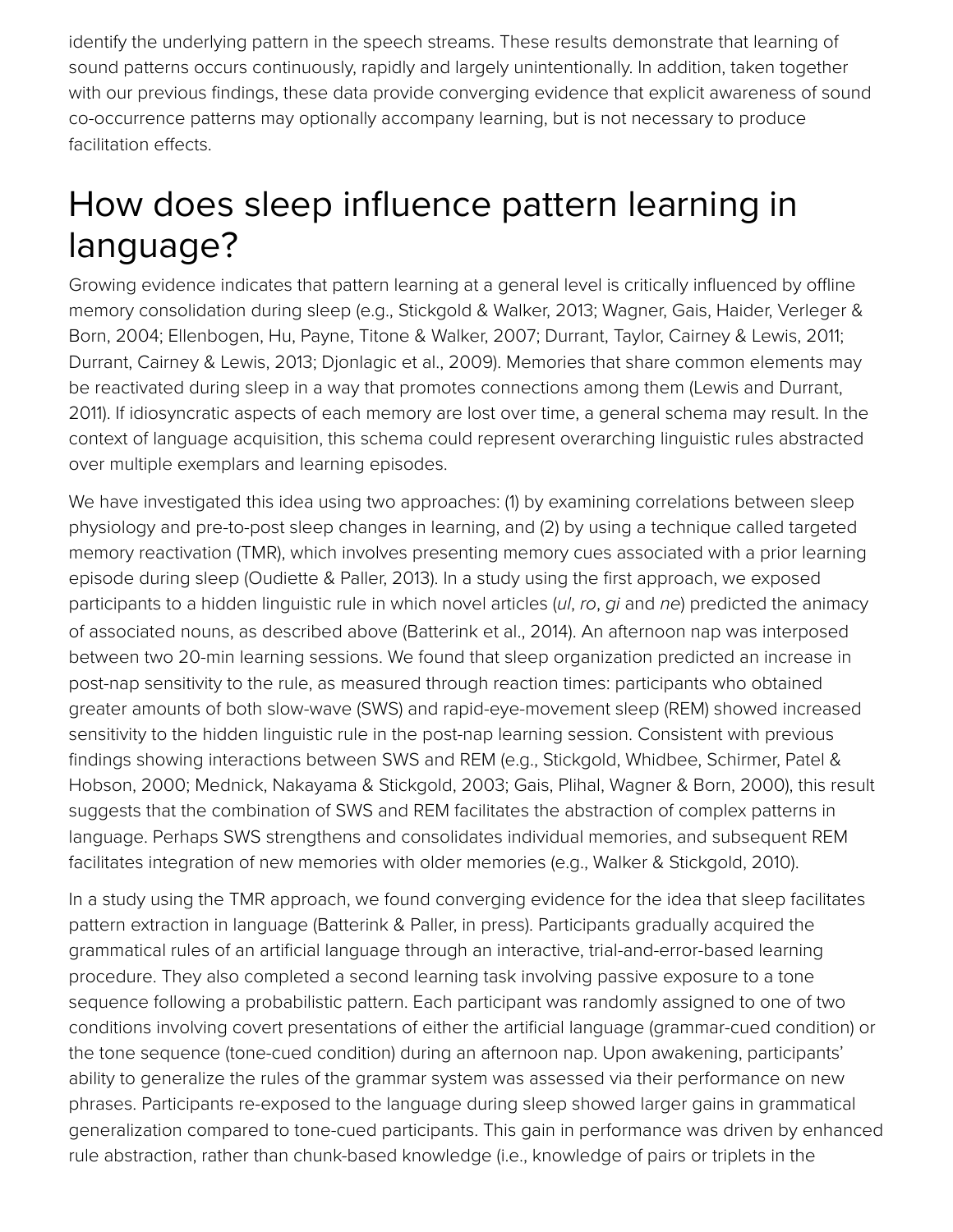identify the underlying pattern in the speech streams. These results demonstrate that learning of sound patterns occurs continuously, rapidly and largely unintentionally. In addition, taken together with our previous findings, these data provide converging evidence that explicit awareness of sound co-occurrence patterns may optionally accompany learning, but is not necessary to produce facilitation effects.

# How does sleep influence pattern learning in language?

Growing evidence indicates that pattern learning at a general level is critically influenced by offline memory consolidation during sleep (e.g., Stickgold & Walker, 2013; Wagner, Gais, Haider, Verleger & Born, 2004; Ellenbogen, Hu, Payne, Titone & Walker, 2007; Durrant, Taylor, Cairney & Lewis, 2011; Durrant, Cairney & Lewis, 2013; Djonlagic et al., 2009). Memories that share common elements may be reactivated during sleep in a way that promotes connections among them (Lewis and Durrant, 2011). If idiosyncratic aspects of each memory are lost over time, a general schema may result. In the context of language acquisition, this schema could represent overarching linguistic rules abstracted over multiple exemplars and learning episodes.

We have investigated this idea using two approaches: (1) by examining correlations between sleep physiology and pre-to-post sleep changes in learning, and (2) by using a technique called targeted memory reactivation (TMR), which involves presenting memory cues associated with a prior learning episode during sleep (Oudiette & Paller, 2013). In a study using the first approach, we exposed participants to a hidden linguistic rule in which novel articles (*ul*, *ro*, *gi* and *ne*) predicted the animacy of associated nouns, as described above (Batterink et al., 2014). An afternoon nap was interposed between two 20-min learning sessions. We found that sleep organization predicted an increase in post-nap sensitivity to the rule, as measured through reaction times: participants who obtained greater amounts of both slow-wave (SWS) and rapid-eye-movement sleep (REM) showed increased sensitivity to the hidden linguistic rule in the post-nap learning session. Consistent with previous findings showing interactions between SWS and REM (e.g., Stickgold, Whidbee, Schirmer, Patel & Hobson, 2000; Mednick, Nakayama & Stickgold, 2003; Gais, Plihal, Wagner & Born, 2000), this result suggests that the combination of SWS and REM facilitates the abstraction of complex patterns in language. Perhaps SWS strengthens and consolidates individual memories, and subsequent REM facilitates integration of new memories with older memories (e.g., Walker & Stickgold, 2010).

In a study using the TMR approach, we found converging evidence for the idea that sleep facilitates pattern extraction in language (Batterink & Paller, in press). Participants gradually acquired the grammatical rules of an artificial language through an interactive, trial-and-error-based learning procedure. They also completed a second learning task involving passive exposure to a tone sequence following a probabilistic pattern. Each participant was randomly assigned to one of two conditions involving covert presentations of either the artificial language (grammar-cued condition) or the tone sequence (tone-cued condition) during an afternoon nap. Upon awakening, participants' ability to generalize the rules of the grammar system was assessed via their performance on new phrases. Participants re-exposed to the language during sleep showed larger gains in grammatical generalization compared to tone-cued participants. This gain in performance was driven by enhanced rule abstraction, rather than chunk-based knowledge (i.e., knowledge of pairs or triplets in the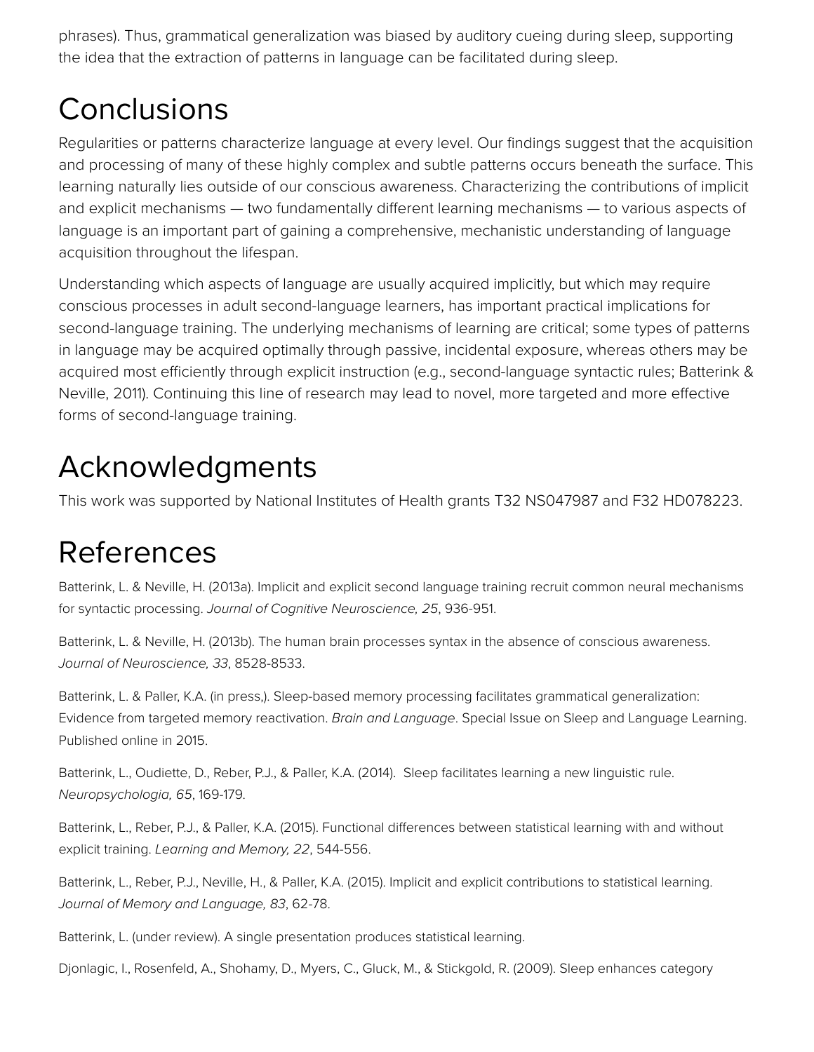phrases). Thus, grammatical generalization was biased by auditory cueing during sleep, supporting the idea that the extraction of patterns in language can be facilitated during sleep.

# Conclusions

Regularities or patterns characterize language at every level. Our findings suggest that the acquisition and processing of many of these highly complex and subtle patterns occurs beneath the surface. This learning naturally lies outside of our conscious awareness. Characterizing the contributions of implicit and explicit mechanisms — two fundamentally different learning mechanisms — to various aspects of language is an important part of gaining a comprehensive, mechanistic understanding of language acquisition throughout the lifespan.

Understanding which aspects of language are usually acquired implicitly, but which may require conscious processes in adult second-language learners, has important practical implications for second-language training. The underlying mechanisms of learning are critical; some types of patterns in language may be acquired optimally through passive, incidental exposure, whereas others may be acquired most efficiently through explicit instruction (e.g., second-language syntactic rules; Batterink & Neville, 2011). Continuing this line of research may lead to novel, more targeted and more effective forms of second-language training.

# Acknowledgments

This work was supported by National Institutes of Health grants T32 NS047987 and F32 HD078223.

# References

Batterink, L. & Neville, H. (2013a). Implicit and explicit second language training recruit common neural mechanisms for syntactic processing. *Journal of Cognitive Neuroscience, 25*, 936-951.

Batterink, L. & Neville, H. (2013b). The human brain processes syntax in the absence of conscious awareness. *Journal of Neuroscience, 33*, 8528-8533.

Batterink, L. & Paller, K.A. (in press,). Sleep-based memory processing facilitates grammatical generalization: Evidence from targeted memory reactivation. *Brain and Language*. Special Issue on Sleep and Language Learning. Published online in 2015.

Batterink, L., Oudiette, D., Reber, P.J., & Paller, K.A. (2014). Sleep facilitates learning a new linguistic rule. *Neuropsychologia, 65*, 169-179.

Batterink, L., Reber, P.J., & Paller, K.A. (2015). Functional differences between statistical learning with and without explicit training. *Learning and Memory, 22*, 544-556.

Batterink, L., Reber, P.J., Neville, H., & Paller, K.A. (2015). Implicit and explicit contributions to statistical learning. *Journal of Memory and Language, 83*, 62-78.

Batterink, L. (under review). A single presentation produces statistical learning.

Djonlagic, I., Rosenfeld, A., Shohamy, D., Myers, C., Gluck, M., & Stickgold, R. (2009). Sleep enhances category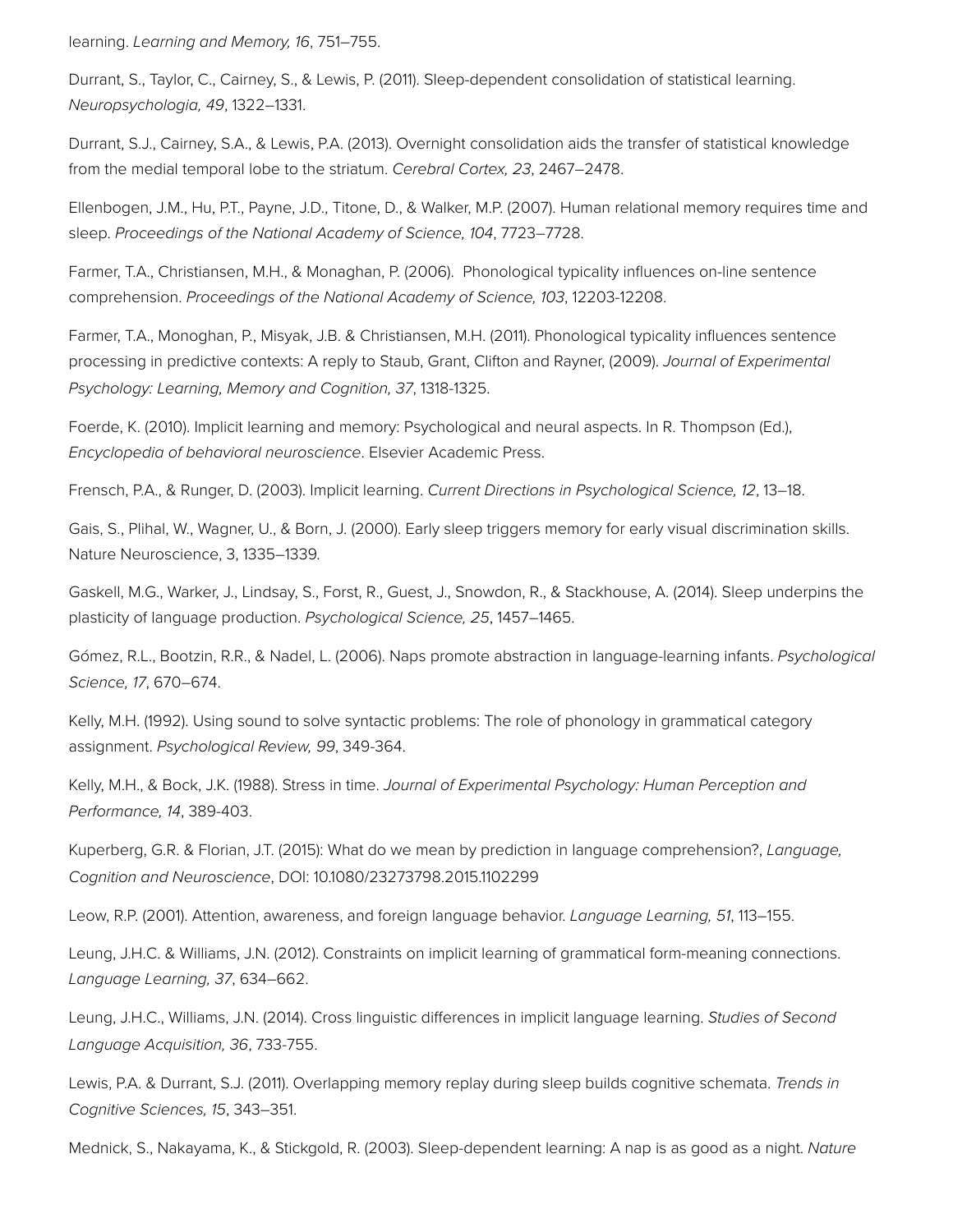learning. *Learning and Memory, 16*, 751–755.

Durrant, S., Taylor, C., Cairney, S., & Lewis, P. (2011). Sleep-dependent consolidation of statistical learning. *Neuropsychologia, 49*, 1322–1331.

Durrant, S.J., Cairney, S.A., & Lewis, P.A. (2013). Overnight consolidation aids the transfer of statistical knowledge from the medial temporal lobe to the striatum. *Cerebral Cortex, 23*, 2467–2478.

Ellenbogen, J.M., Hu, P.T., Payne, J.D., Titone, D., & Walker, M.P. (2007). Human relational memory requires time and sleep. *Proceedings of the National Academy of Science, 104*, 7723–7728.

Farmer, T.A., Christiansen, M.H., & Monaghan, P. (2006). Phonological typicality influences on-line sentence comprehension. *Proceedings of the National Academy of Science, 103*, 12203-12208.

Farmer, T.A., Monoghan, P., Misyak, J.B. & Christiansen, M.H. (2011). Phonological typicality influences sentence processing in predictive contexts: A reply to Staub, Grant, Clifton and Rayner, (2009). *Journal of Experimental Psychology: Learning, Memory and Cognition, 37*, 1318-1325.

Foerde, K. (2010). Implicit learning and memory: Psychological and neural aspects. In R. Thompson (Ed.), *Encyclopedia of behavioral neuroscience*. Elsevier Academic Press.

Frensch, P.A., & Runger, D. (2003). Implicit learning. *Current Directions in Psychological Science, 12*, 13–18.

Gais, S., Plihal, W., Wagner, U., & Born, J. (2000). Early sleep triggers memory for early visual discrimination skills. Nature Neuroscience, 3, 1335–1339.

Gaskell, M.G., Warker, J., Lindsay, S., Frost, R., Guest, J., Snowdon, R., & Stackhouse, A. (2014). Sleep underpins the plasticity of language production. *Psychological Science, 25*, 1457–1465.

Gómez, R.L., Bootzin, R.R., & Nadel, L. (2006). Naps promote abstraction in language-learning infants. *Psychological Science, 17*, 670–674.

Kelly, M.H. (1992). Using sound to solve syntactic problems: The role of phonology in grammatical category assignment. *Psychological Review, 99*, 349-364.

Kelly, M.H., & Bock, J.K. (1988). Stress in time. *Journal of Experimental Psychology: Human Perception and Performance, 14*, 389-403.

Kuperberg, G.R. & Florian, J.T. (2015): What do we mean by prediction in language comprehension?, *Language, Cognition and Neuroscience*, DOI: 10.1080/23273798.2015.1102299

Leow, R.P. (2001). Attention, awareness, and foreign language behavior. *Language Learning, 51*, 113–155.

Leung, J.H.C. & Williams, J.N. (2012). Constraints on implicit learning of grammatical form-meaning connections. *Language Learning, 37*, 634–662.

Leung, J.H.C., Williams, J.N. (2014). Cross linguistic differences in implicit language learning. *Studies of Second Language Acquisition, 36*, 733-755.

Lewis, P.A. & Durrant, S.J. (2011). Overlapping memory replay during sleep builds cognitive schemata. *Trends in Cognitive Sciences, 15*, 343–351.

Mednick, S., Nakayama, K., & Stickgold, R. (2003). Sleep-dependent learning: A nap is as good as a night. *Nature*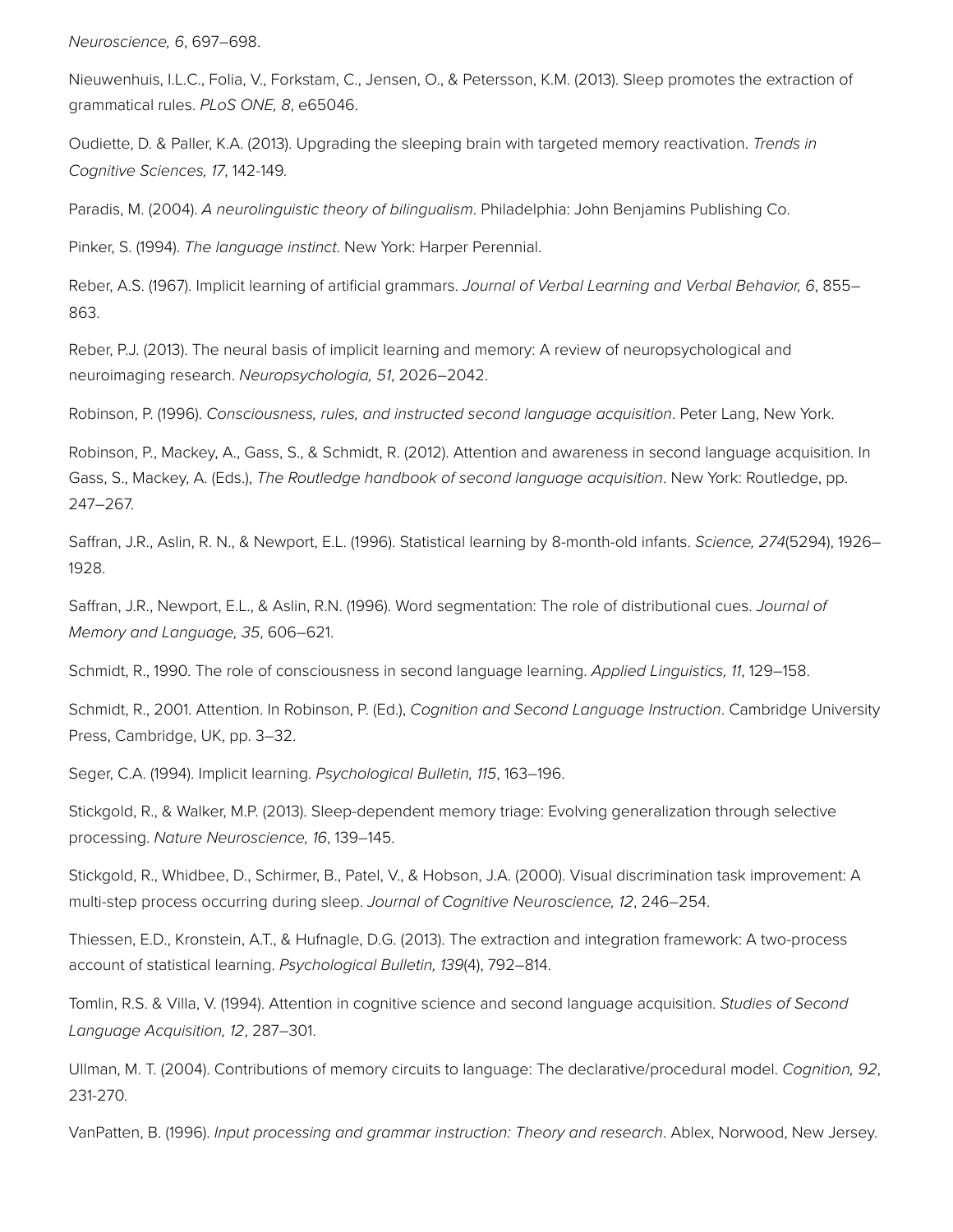*Neuroscience, 6*, 697–698.

Nieuwenhuis, I.L.C., Folia, V., Forkstam, C., Jensen, O., & Petersson, K.M. (2013). Sleep promotes the extraction of grammatical rules. *PLoS ONE, 8*, e65046.

Oudiette, D. & Paller, K.A. (2013). Upgrading the sleeping brain with targeted memory reactivation. *Trends in Cognitive Sciences, 17*, 142-149.

Paradis, M. (2004). *A neurolinguistic theory of bilingualism*. Philadelphia: John Benjamins Publishing Co.

Pinker, S. (1994). *The language instinct*. New York: Harper Perennial.

Reber, A.S. (1967). Implicit learning of artificial grammars. *Journal of Verbal Learning and Verbal Behavior, 6*, 855–863.

Reber, P.J. (2013). The neural basis of implicit learning and memory: A review of neuropsychological and neuroimaging research. *Neuropsychologia, 51*, 2026–2042.

Robinson, P. (1996). *Consciousness, rules, and instructed second language acquisition*. Peter Lang, New York.

Robinson, P., Mackey, A., Gass, S., & Schmidt, R. (2012). Attention and awareness in second language acquisition. In Gass, S., Mackey, A. (Eds.), *The Routledge handbook of second language acquisition*. New York: Routledge, pp. 247–267.

Saffran, J.R., Aslin, R. N., & Newport, E.L. (1996). Statistical learning by 8-month-old infants. *Science, 274*(5294), 1926–1928.

Saffran, J.R., Newport, E.L., & Aslin, R.N. (1996). Word segmentation: The role of distributional cues. *Journal of Memory and Language, 35*, 606–621.

Schmidt, R., 1990. The role of consciousness in second language learning. *Applied Linguistics, 11*, 129–158.

Schmidt, R., 2001. Attention. In Robinson, P. (Ed.), *Cognition and Second Language Instruction*. Cambridge University Press, Cambridge, UK, pp. 3–32.

Seger, C.A. (1994). Implicit learning. *Psychological Bulletin, 115*, 163–196.

Stickgold, R., & Walker, M.P. (2013). Sleep-dependent memory triage: Evolving generalization through selective processing. *Nature Neuroscience, 16*, 139–145.

Stickgold, R., Whidbee, D., Schirmer, B., Patel, V., & Hobson, J.A. (2000). Visual discrimination task improvement: A multi-step process occurring during sleep. *Journal of Cognitive Neuroscience, 12*, 246–254.

Thiessen, E.D., Kronstein, A.T., & Hufnagle, D.G. (2013). The extraction and integration framework: A two-process account of statistical learning. *Psychological Bulletin, 139*(4), 792–814.

Tomlin, R.S. & Villa, V. (1994). Attention in cognitive science and second language acquisition. *Studies of Second Language Acquisition, 12*, 287–301.

Ullman, M. T. (2004). Contributions of memory circuits to language: The declarative/procedural model. *Cognition, 92*, 231-270.

VanPatten, B. (1996). *Input processing and grammar instruction: Theory and research*. Ablex, Norwood, New Jersey.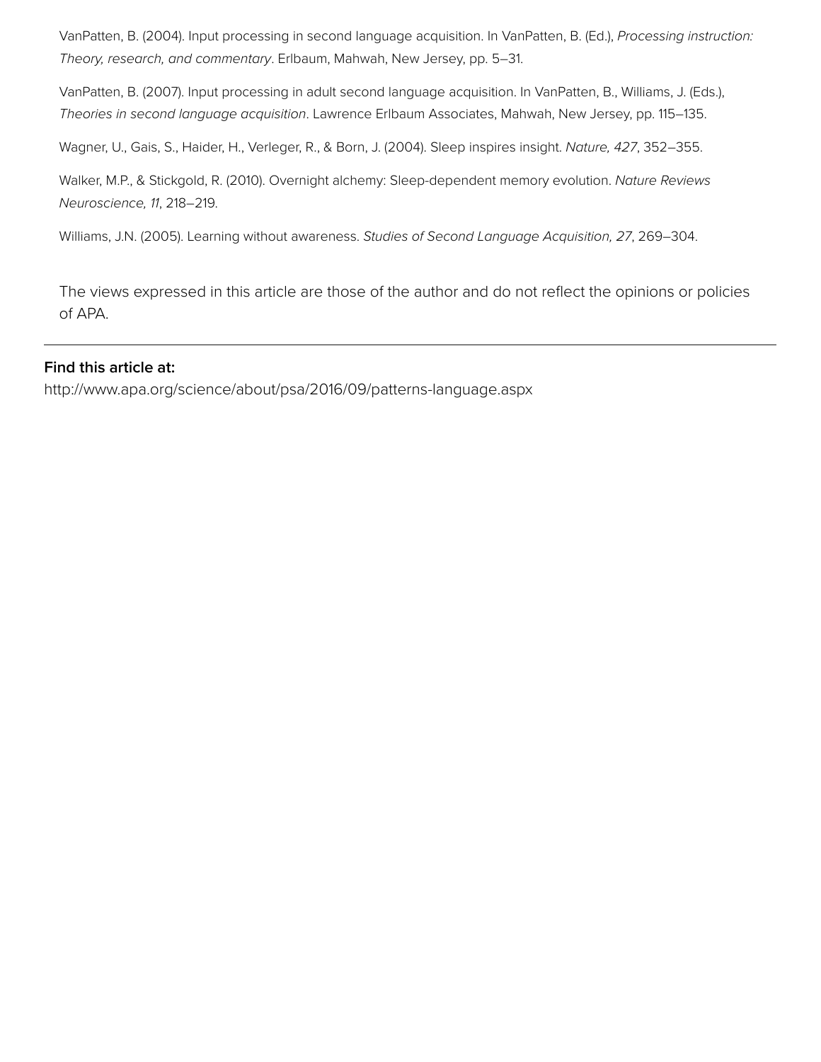VanPatten, B. (2004). Input processing in second language acquisition. In VanPatten, B. (Ed.), *Processing instruction: Theory, research, and commentary*. Erlbaum, Mahwah, New Jersey, pp. 5–31.

VanPatten, B. (2007). Input processing in adult second language acquisition. In VanPatten, B., Williams, J. (Eds.), *Theories in second language acquisition*. Lawrence Erlbaum Associates, Mahwah, New Jersey, pp. 115–135.

Wagner, U., Gais, S., Haider, H., Verleger, R., & Born, J. (2004). Sleep inspires insight. *Nature, 427*, 352–355.

Walker, M.P., & Stickgold, R. (2010). Overnight alchemy: Sleep-dependent memory evolution. *Nature Reviews Neuroscience, 11*, 218–219.

Williams, J.N. (2005). Learning without awareness. *Studies of Second Language Acquisition, 27*, 269–304.

The views expressed in this article are those of the author and do not reflect the opinions or policies of APA.

---

**Find this article at:**
http://www.apa.org/science/about/psa/2016/09/patterns-language.aspx